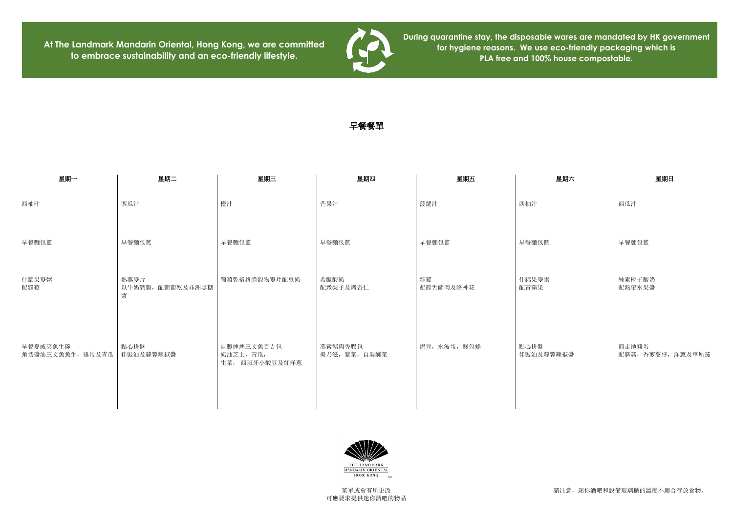**At The Landmark Mandarin Oriental, Hong Kong, we are committed to embrace sustainability and an eco-friendly lifestyle.**

**During quarantine stay, the disposable wares are mandated by HK government for hygiene reasons. We use eco-friendly packaging which is PLA free and 100% house compostable.**

# 早餐餐單

| 星期一 | 星期二 | 星期三 | 星期四 | 星期五 | 星期六 | 星期日 |
|---|---|---|---|---|---|---|
| 西柚汁 | 西瓜汁 | 橙汁 | 芒果汁 | 菠蘿汁 | 西柚汁 | 西瓜汁 |
| 早餐麵包籃 | 早餐麵包籃 | 早餐麵包籃 | 早餐麵包籃 | 早餐麵包籃 | 早餐麵包籃 | 早餐麵包籃 |
| 什錦果麥粥<br>配雜莓 | 熱燕麥片<br>以牛奶調製，配葡萄乾及非洲黑糖漿 | 葡萄乾格格脆穀物麥片配豆奶 | 希臘酸奶<br>配燉梨子及烤杏仁 | 雜莓<br>配龍舌蘭肉及洛神花 | 什錦果麥粥<br>配青蘋果 | 純素椰子酸奶<br>配熱帶水果醬 |
| 早餐夏威夷魚生碗<br>角切醬油三文魚魚生，雞蛋及青瓜 | 點心拼盤<br>伴豉油及蒜蓉辣椒醬 | 自製煙燻三文魚百吉包<br>奶油芝士，青瓜，<br>生菜，西班牙小酸豆及紅洋蔥 | 蒸素豬肉香腸包<br>美乃滋，紫菜，自製醃菜 | 焗豆，水波蛋，酸包條 | 點心拼盤<br>伴豉油及蒜蓉辣椒醬 | 煎走地雞蛋<br>配蘑菇，香煎薯仔，洋蔥及車厘茄 |

THE LANDMARK
MANDARIN ORIENTAL
HONG KONG

菜單或會有所更改
可應要求提供迷你酒吧的物品

請注意，迷你酒吧和設備玻璃櫃的溫度不適合存放食物。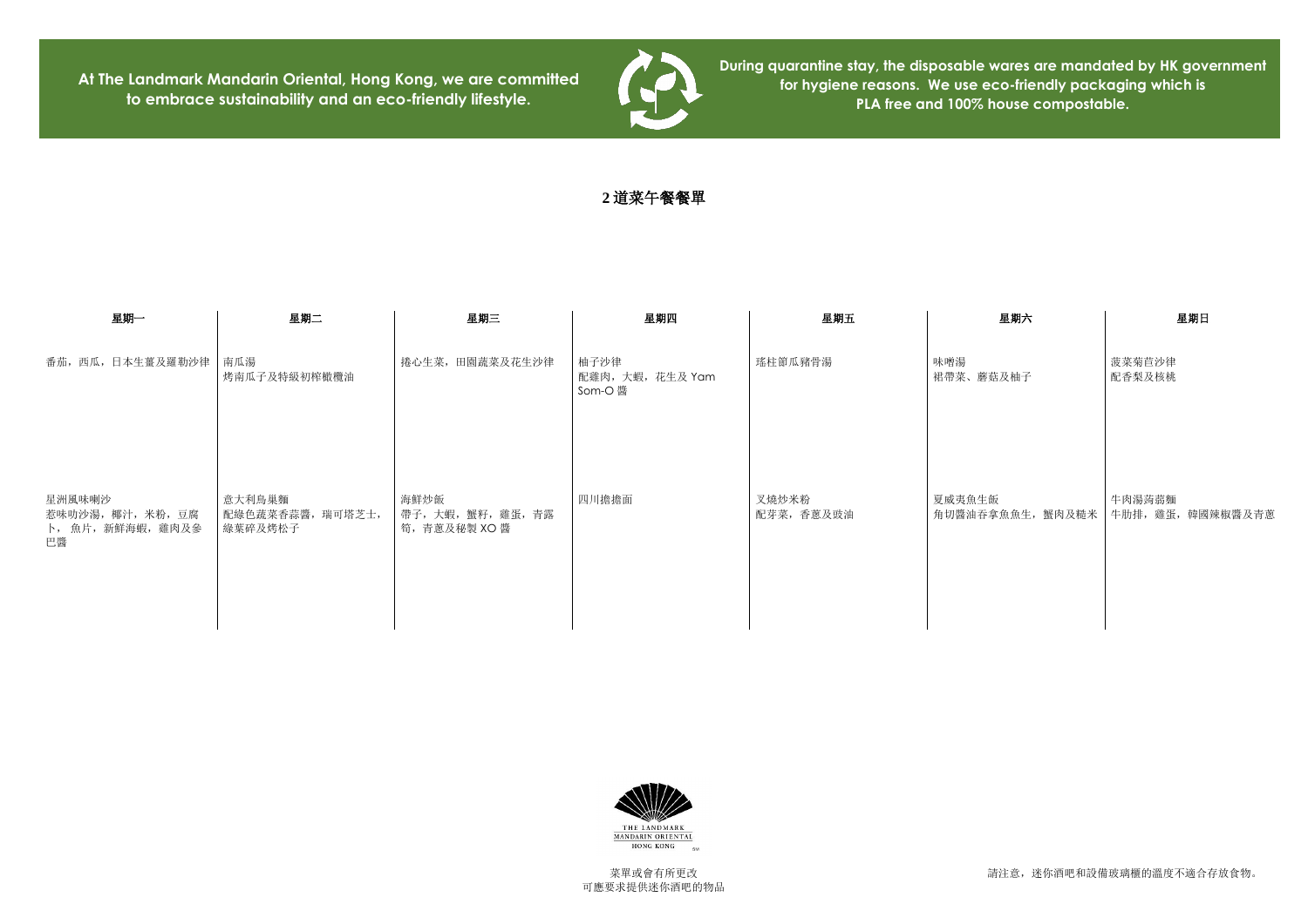At The Landmark Mandarin Oriental, Hong Kong, we are committed to embrace sustainability and an eco-friendly lifestyle.

During quarantine stay, the disposable wares are mandated by HK government for hygiene reasons. We use eco-friendly packaging which is PLA free and 100% house compostable.

# 2 道菜午餐餐單

| 星期一 | 星期二 | 星期三 | 星期四 | 星期五 | 星期六 | 星期日 |
|---|---|---|---|---|---|---|
| 番茄，西瓜，日本生薑及羅勒沙律 | 南瓜湯<br>烤南瓜子及特級初榨橄欖油 | 捲心生菜，田園蔬菜及花生沙律 | 柚子沙律<br>配雞肉，大蝦，花生及 Yam Som-O 醬 | 瑤柱節瓜豬骨湯 | 味噌湯<br>裙帶菜、蘑菇及柚子 | 菠菜菊苣沙律<br>配香梨及核桃 |
| 星洲風味喇沙<br>惹味叻沙湯，椰汁，米粉，豆腐卜，魚片，新鮮海蝦，雞肉及參巴醬 | 意大利烏巢麵<br>配綠色蔬菜香蒜醬，瑞可塔芝士，綠葉碎及烤松子 | 海鮮炒飯<br>帶子，大蝦，蟹籽，雞蛋，青露筍，青蔥及秘製 XO 醬 | 四川擔擔面 | 叉燒炒米粉<br>配芽菜，香蔥及豉油 | 夏威夷魚生飯<br>角切醬油吞拿魚魚生，蟹肉及糙米 | 牛肉湯蒟蒻麵<br>牛肋排，雞蛋，韓國辣椒醬及青蔥 |

THE LANDMARK MANDARIN ORIENTAL HONG KONG

菜單或會有所更改
可應要求提供迷你酒吧的物品

請注意，迷你酒吧和設備玻璃櫃的溫度不適合存放食物。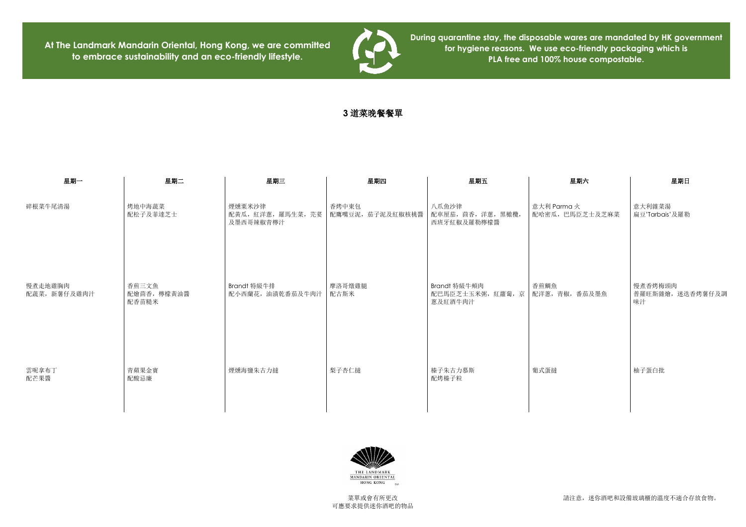**At The Landmark Mandarin Oriental, Hong Kong, we are committed to embrace sustainability and an eco-friendly lifestyle.**

**During quarantine stay, the disposable wares are mandated by HK government for hygiene reasons. We use eco-friendly packaging which is PLA free and 100% house compostable.**

## 3 道菜晚餐餐單

| 星期一 | 星期二 | 星期三 | 星期四 | 星期五 | 星期六 | 星期日 |
|---|---|---|---|---|---|---|
| 碎根菜牛尾清湯 | 烤地中海蔬菜<br>配松子及菲達芝士 | 煙燻粟米沙律<br>配黃瓜，紅洋蔥，羅馬生菜，芫荽及墨西哥辣椒青檸汁 | 香烤中東包<br>配鷹嘴豆泥，茄子泥及紅椒核桃醬 | 八爪魚沙律<br>配車厘茄，茴香，洋蔥，黑橄欖，西班牙紅椒及羅勒檸檬醬 | 意大利 Parma 火<br>配哈密瓜，巴馬臣芝士及芝麻菜 | 意大利雜菜湯<br>扁豆'Tarbais'及羅勒 |
| 慢煮走地雞胸肉<br>配蔬菜，新薯仔及雞肉汁 | 香煎三文魚<br>配燴茴香，檸檬黃油醬<br>配香苗糙米 | Brandt 特級牛排<br>配小西蘭花，油漬乾番茄及牛肉汁 | 摩洛哥燉雞腿<br>配古斯米 | Brandt 特級牛頰肉<br>配巴馬臣芝士玉米粥，紅蘿蔔，京蔥及紅酒牛肉汁 | 香煎鯛魚<br>配洋蔥，青椒，番茄及墨魚 | 慢煮香烤梅頭肉<br>普羅旺斯雜燴，迷迭香烤薯仔及調味汁 |
| 雲呢拿布丁<br>配芒果醬 | 青蘋果金寶<br>配酸忌廉 | 煙燻海鹽朱古力撻 | 梨子杏仁撻 | 榛子朱古力慕斯<br>配烤榛子粒 | 葡式蛋撻 | 柚子蛋白批 |

THE LANDMARK MANDARIN ORIENTAL HONG KONG

菜單或會有所更改
可應要求提供迷你酒吧的物品

請注意，迷你酒吧和設備玻璃櫃的溫度不適合存放食物。